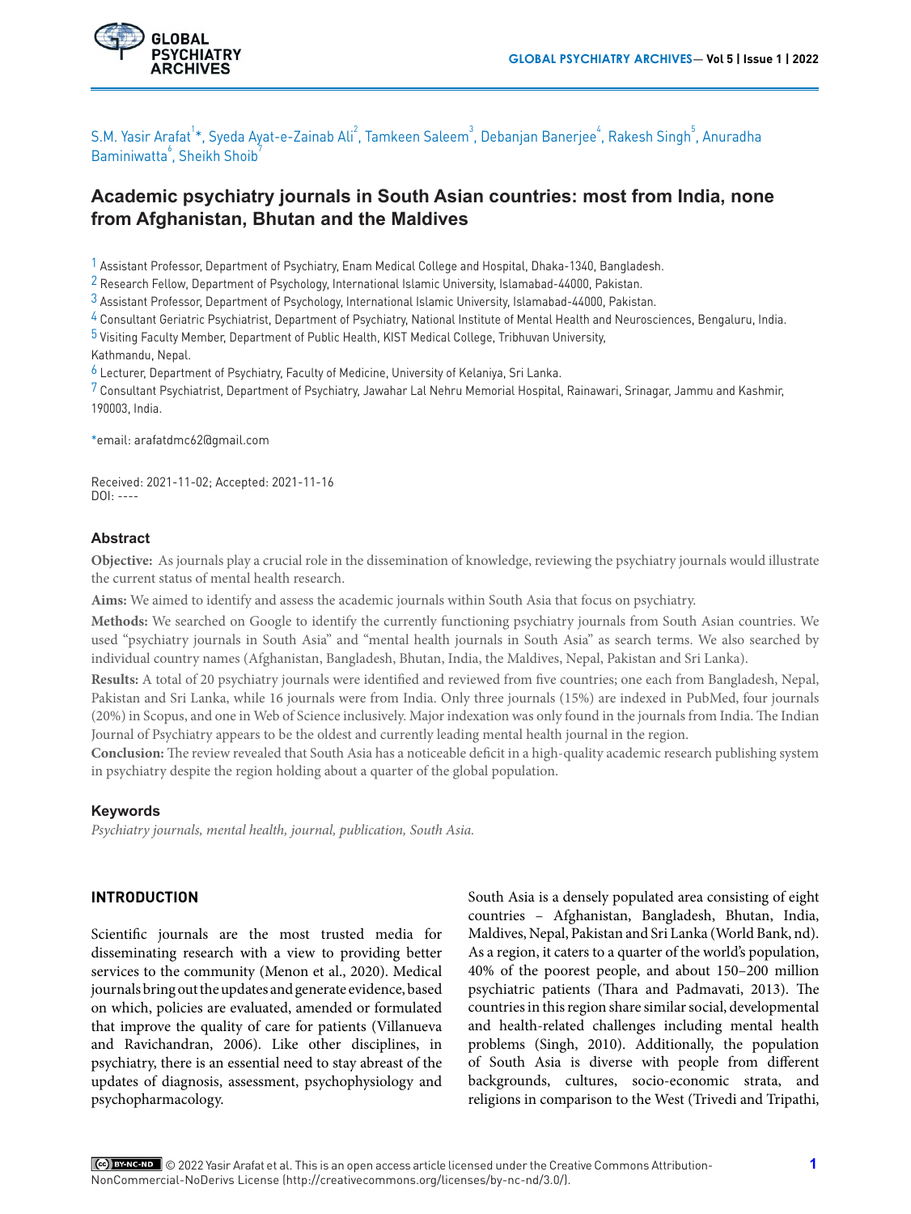S.M. Yasir Arafat[1]*, Syeda Ayat-e-Zainab Ali[2], Tamkeen Saleem[3], Debanjan Banerjee[4], Rakesh Singh[5], Anuradha Baminiwatta[6], Sheikh Shoib[7]

# Academic psychiatry journals in South Asian countries: most from India, none from Afghanistan, Bhutan and the Maldives

[1] Assistant Professor, Department of Psychiatry, Enam Medical College and Hospital, Dhaka-1340, Bangladesh.
[2] Research Fellow, Department of Psychology, International Islamic University, Islamabad-44000, Pakistan.
[3] Assistant Professor, Department of Psychology, International Islamic University, Islamabad-44000, Pakistan.
[4] Consultant Geriatric Psychiatrist, Department of Psychiatry, National Institute of Mental Health and Neurosciences, Bengaluru, India.
[5] Visiting Faculty Member, Department of Public Health, KIST Medical College, Tribhuvan University, Kathmandu, Nepal.
[6] Lecturer, Department of Psychiatry, Faculty of Medicine, University of Kelaniya, Sri Lanka.
[7] Consultant Psychiatrist, Department of Psychiatry, Jawahar Lal Nehru Memorial Hospital, Rainawari, Srinagar, Jammu and Kashmir, 190003, India.

*email: arafatdmc62@gmail.com

Received: 2021-11-02; Accepted: 2021-11-16
DOI: ----

## Abstract

**Objective:** As journals play a crucial role in the dissemination of knowledge, reviewing the psychiatry journals would illustrate the current status of mental health research.

**Aims:** We aimed to identify and assess the academic journals within South Asia that focus on psychiatry.

**Methods:** We searched on Google to identify the currently functioning psychiatry journals from South Asian countries. We used "psychiatry journals in South Asia" and "mental health journals in South Asia" as search terms. We also searched by individual country names (Afghanistan, Bangladesh, Bhutan, India, the Maldives, Nepal, Pakistan and Sri Lanka).

**Results:** A total of 20 psychiatry journals were identified and reviewed from five countries; one each from Bangladesh, Nepal, Pakistan and Sri Lanka, while 16 journals were from India. Only three journals (15%) are indexed in PubMed, four journals (20%) in Scopus, and one in Web of Science inclusively. Major indexation was only found in the journals from India. The Indian Journal of Psychiatry appears to be the oldest and currently leading mental health journal in the region.

**Conclusion:** The review revealed that South Asia has a noticeable deficit in a high-quality academic research publishing system in psychiatry despite the region holding about a quarter of the global population.

### Keywords

*Psychiatry journals, mental health, journal, publication, South Asia.*

## INTRODUCTION

Scientific journals are the most trusted media for disseminating research with a view to providing better services to the community (Menon et al., 2020). Medical journals bring out the updates and generate evidence, based on which, policies are evaluated, amended or formulated that improve the quality of care for patients (Villanueva and Ravichandran, 2006). Like other disciplines, in psychiatry, there is an essential need to stay abreast of the updates of diagnosis, assessment, psychophysiology and psychopharmacology.

South Asia is a densely populated area consisting of eight countries – Afghanistan, Bangladesh, Bhutan, India, Maldives, Nepal, Pakistan and Sri Lanka (World Bank, nd). As a region, it caters to a quarter of the world's population, 40% of the poorest people, and about 150–200 million psychiatric patients (Thara and Padmavati, 2013). The countries in this region share similar social, developmental and health-related challenges including mental health problems (Singh, 2010). Additionally, the population of South Asia is diverse with people from different backgrounds, cultures, socio-economic strata, and religions in comparison to the West (Trivedi and Tripathi,

© 2022 Yasir Arafat et al. This is an open access article licensed under the Creative Commons Attribution-NonCommercial-NoDerivs License (http://creativecommons.org/licenses/by-nc-nd/3.0/).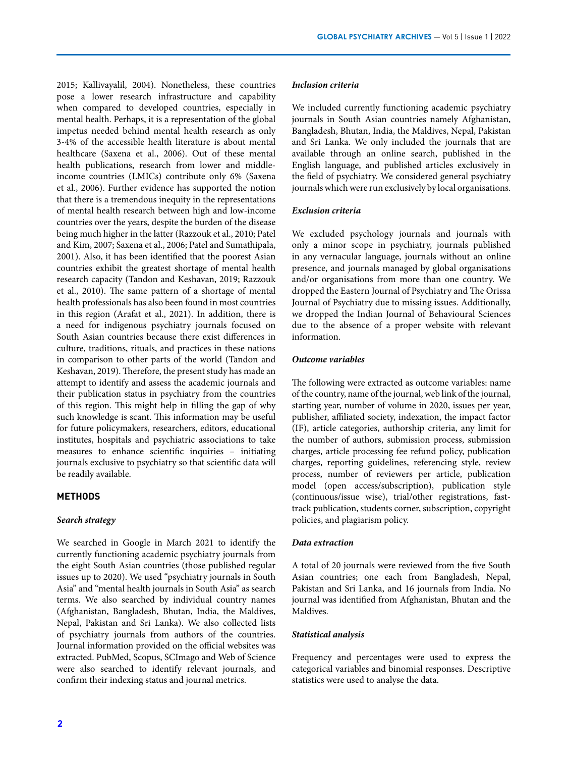2015; Kallivayalil, 2004). Nonetheless, these countries pose a lower research infrastructure and capability when compared to developed countries, especially in mental health. Perhaps, it is a representation of the global impetus needed behind mental health research as only 3-4% of the accessible health literature is about mental healthcare (Saxena et al., 2006). Out of these mental health publications, research from lower and middle-income countries (LMICs) contribute only 6% (Saxena et al., 2006). Further evidence has supported the notion that there is a tremendous inequity in the representations of mental health research between high and low-income countries over the years, despite the burden of the disease being much higher in the latter (Razzouk et al., 2010; Patel and Kim, 2007; Saxena et al., 2006; Patel and Sumathipala, 2001). Also, it has been identified that the poorest Asian countries exhibit the greatest shortage of mental health research capacity (Tandon and Keshavan, 2019; Razzouk et al., 2010). The same pattern of a shortage of mental health professionals has also been found in most countries in this region (Arafat et al., 2021). In addition, there is a need for indigenous psychiatry journals focused on South Asian countries because there exist differences in culture, traditions, rituals, and practices in these nations in comparison to other parts of the world (Tandon and Keshavan, 2019). Therefore, the present study has made an attempt to identify and assess the academic journals and their publication status in psychiatry from the countries of this region. This might help in filling the gap of why such knowledge is scant. This information may be useful for future policymakers, researchers, editors, educational institutes, hospitals and psychiatric associations to take measures to enhance scientific inquiries – initiating journals exclusive to psychiatry so that scientific data will be readily available.

## METHODS

### *Search strategy*

We searched in Google in March 2021 to identify the currently functioning academic psychiatry journals from the eight South Asian countries (those published regular issues up to 2020). We used "psychiatry journals in South Asia" and "mental health journals in South Asia" as search terms. We also searched by individual country names (Afghanistan, Bangladesh, Bhutan, India, the Maldives, Nepal, Pakistan and Sri Lanka). We also collected lists of psychiatry journals from authors of the countries. Journal information provided on the official websites was extracted. PubMed, Scopus, SCImago and Web of Science were also searched to identify relevant journals, and confirm their indexing status and journal metrics.

### *Inclusion criteria*

We included currently functioning academic psychiatry journals in South Asian countries namely Afghanistan, Bangladesh, Bhutan, India, the Maldives, Nepal, Pakistan and Sri Lanka. We only included the journals that are available through an online search, published in the English language, and published articles exclusively in the field of psychiatry. We considered general psychiatry journals which were run exclusively by local organisations.

### *Exclusion criteria*

We excluded psychology journals and journals with only a minor scope in psychiatry, journals published in any vernacular language, journals without an online presence, and journals managed by global organisations and/or organisations from more than one country. We dropped the Eastern Journal of Psychiatry and The Orissa Journal of Psychiatry due to missing issues. Additionally, we dropped the Indian Journal of Behavioural Sciences due to the absence of a proper website with relevant information.

### *Outcome variables*

The following were extracted as outcome variables: name of the country, name of the journal, web link of the journal, starting year, number of volume in 2020, issues per year, publisher, affiliated society, indexation, the impact factor (IF), article categories, authorship criteria, any limit for the number of authors, submission process, submission charges, article processing fee refund policy, publication charges, reporting guidelines, referencing style, review process, number of reviewers per article, publication model (open access/subscription), publication style (continuous/issue wise), trial/other registrations, fast-track publication, students corner, subscription, copyright policies, and plagiarism policy.

### *Data extraction*

A total of 20 journals were reviewed from the five South Asian countries; one each from Bangladesh, Nepal, Pakistan and Sri Lanka, and 16 journals from India. No journal was identified from Afghanistan, Bhutan and the Maldives.

### *Statistical analysis*

Frequency and percentages were used to express the categorical variables and binomial responses. Descriptive statistics were used to analyse the data.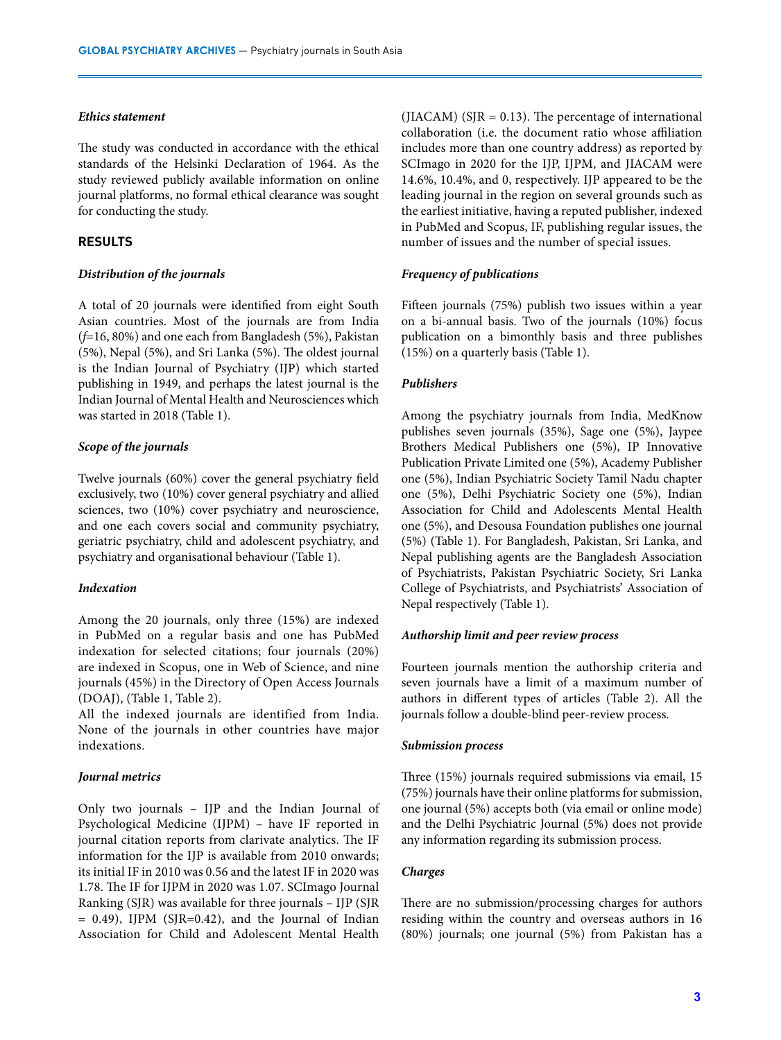### *Ethics statement*

The study was conducted in accordance with the ethical standards of the Helsinki Declaration of 1964. As the study reviewed publicly available information on online journal platforms, no formal ethical clearance was sought for conducting the study.

## RESULTS

### *Distribution of the journals*

A total of 20 journals were identified from eight South Asian countries. Most of the journals are from India (*f*=16, 80%) and one each from Bangladesh (5%), Pakistan (5%), Nepal (5%), and Sri Lanka (5%). The oldest journal is the Indian Journal of Psychiatry (IJP) which started publishing in 1949, and perhaps the latest journal is the Indian Journal of Mental Health and Neurosciences which was started in 2018 (Table 1).

### *Scope of the journals*

Twelve journals (60%) cover the general psychiatry field exclusively, two (10%) cover general psychiatry and allied sciences, two (10%) cover psychiatry and neuroscience, and one each covers social and community psychiatry, geriatric psychiatry, child and adolescent psychiatry, and psychiatry and organisational behaviour (Table 1).

### *Indexation*

Among the 20 journals, only three (15%) are indexed in PubMed on a regular basis and one has PubMed indexation for selected citations; four journals (20%) are indexed in Scopus, one in Web of Science, and nine journals (45%) in the Directory of Open Access Journals (DOAJ), (Table 1, Table 2).

All the indexed journals are identified from India. None of the journals in other countries have major indexations.

### *Journal metrics*

Only two journals – IJP and the Indian Journal of Psychological Medicine (IJPM) – have IF reported in journal citation reports from clarivate analytics. The IF information for the IJP is available from 2010 onwards; its initial IF in 2010 was 0.56 and the latest IF in 2020 was 1.78. The IF for IJPM in 2020 was 1.07. SCImago Journal Ranking (SJR) was available for three journals – IJP (SJR = 0.49), IJPM (SJR=0.42), and the Journal of Indian Association for Child and Adolescent Mental Health (JIACAM) (SJR = 0.13). The percentage of international collaboration (i.e. the document ratio whose affiliation includes more than one country address) as reported by SCImago in 2020 for the IJP, IJPM, and JIACAM were 14.6%, 10.4%, and 0, respectively. IJP appeared to be the leading journal in the region on several grounds such as the earliest initiative, having a reputed publisher, indexed in PubMed and Scopus, IF, publishing regular issues, the number of issues and the number of special issues.

### *Frequency of publications*

Fifteen journals (75%) publish two issues within a year on a bi-annual basis. Two of the journals (10%) focus publication on a bimonthly basis and three publishes (15%) on a quarterly basis (Table 1).

### *Publishers*

Among the psychiatry journals from India, MedKnow publishes seven journals (35%), Sage one (5%), Jaypee Brothers Medical Publishers one (5%), IP Innovative Publication Private Limited one (5%), Academy Publisher one (5%), Indian Psychiatric Society Tamil Nadu chapter one (5%), Delhi Psychiatric Society one (5%), Indian Association for Child and Adolescents Mental Health one (5%), and Desousa Foundation publishes one journal (5%) (Table 1). For Bangladesh, Pakistan, Sri Lanka, and Nepal publishing agents are the Bangladesh Association of Psychiatrists, Pakistan Psychiatric Society, Sri Lanka College of Psychiatrists, and Psychiatrists' Association of Nepal respectively (Table 1).

### *Authorship limit and peer review process*

Fourteen journals mention the authorship criteria and seven journals have a limit of a maximum number of authors in different types of articles (Table 2). All the journals follow a double-blind peer-review process.

### *Submission process*

Three (15%) journals required submissions via email, 15 (75%) journals have their online platforms for submission, one journal (5%) accepts both (via email or online mode) and the Delhi Psychiatric Journal (5%) does not provide any information regarding its submission process.

### *Charges*

There are no submission/processing charges for authors residing within the country and overseas authors in 16 (80%) journals; one journal (5%) from Pakistan has a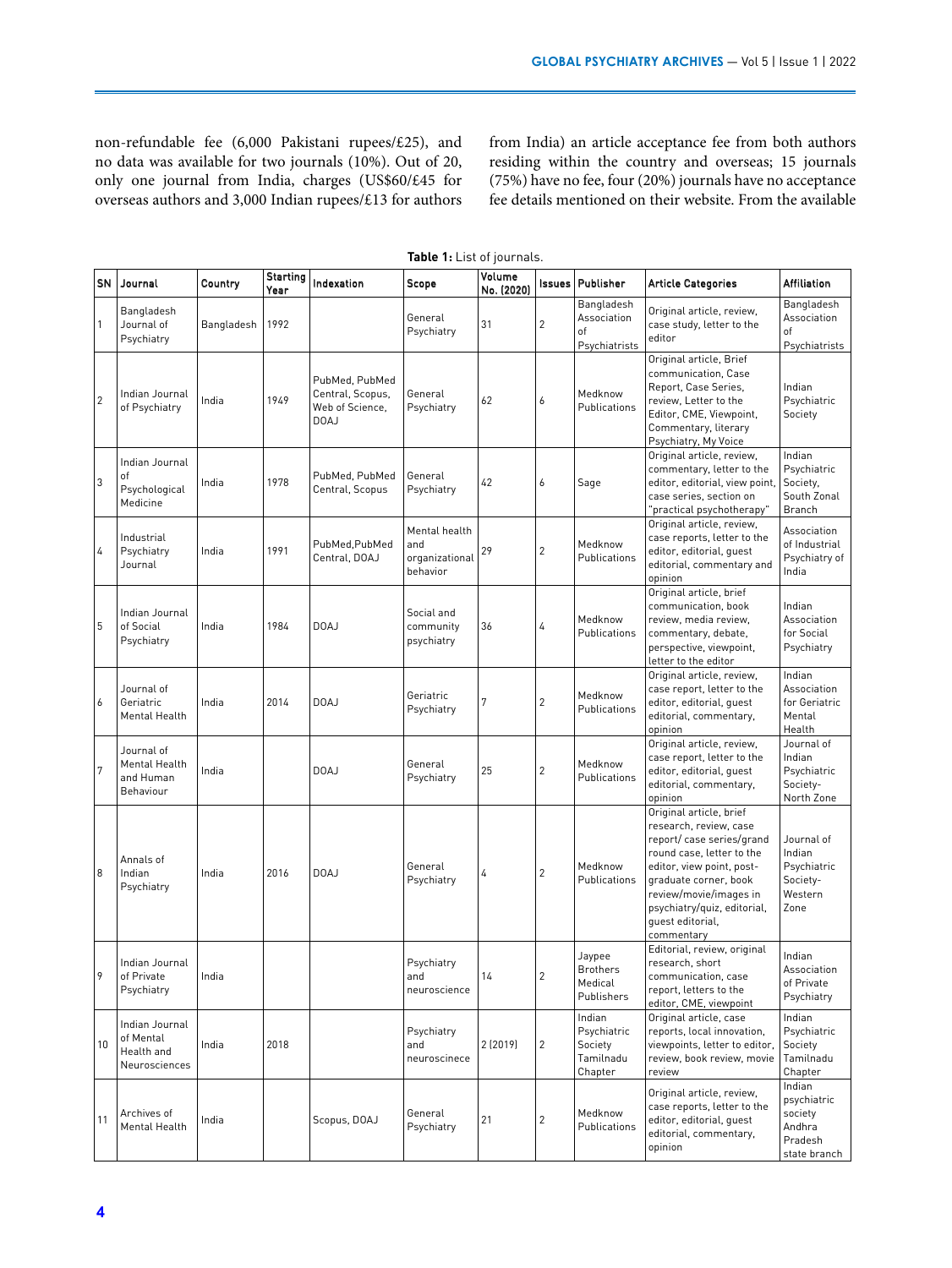non-refundable fee (6,000 Pakistani rupees/£25), and no data was available for two journals (10%). Out of 20, only one journal from India, charges (US$60/£45 for overseas authors and 3,000 Indian rupees/£13 for authors from India) an article acceptance fee from both authors residing within the country and overseas; 15 journals (75%) have no fee, four (20%) journals have no acceptance fee details mentioned on their website. From the available

**Table 1:** List of journals.

| SN | Journal | Country | Starting Year | Indexation | Scope | Volume No. (2020) | Issues | Publisher | Article Categories | Affiliation |
|---|---|---|---|---|---|---|---|---|---|---|
| 1 | Bangladesh Journal of Psychiatry | Bangladesh | 1992 | | General Psychiatry | 31 | 2 | Bangladesh Association of Psychiatrists | Original article, review, case study, letter to the editor | Bangladesh Association of Psychiatrists |
| 2 | Indian Journal of Psychiatry | India | 1949 | PubMed, PubMed Central, Scopus, Web of Science, DOAJ | General Psychiatry | 62 | 6 | Medknow Publications | Original article, Brief communication, Case Report, Case Series, review, Letter to the Editor, CME, Viewpoint, Commentary, literary Psychiatry, My Voice | Indian Psychiatric Society |
| 3 | Indian Journal of Psychological Medicine | India | 1978 | PubMed, PubMed Central, Scopus | General Psychiatry | 42 | 6 | Sage | Original article, review, commentary, letter to the editor, editorial, view point, case series, section on "practical psychotherapy" | Indian Psychiatric Society, South Zonal Branch |
| 4 | Industrial Psychiatry Journal | India | 1991 | PubMed,PubMed Central, DOAJ | Mental health and organizational behavior | 29 | 2 | Medknow Publications | Original article, review, case reports, letter to the editor, editorial, guest editorial, commentary and opinion | Association of Industrial Psychiatry of India |
| 5 | Indian Journal of Social Psychiatry | India | 1984 | DOAJ | Social and community psychiatry | 36 | 4 | Medknow Publications | Original article, brief communication, book review, media review, commentary, debate, perspective, viewpoint, letter to the editor | Indian Association for Social Psychiatry |
| 6 | Journal of Geriatric Mental Health | India | 2014 | DOAJ | Geriatric Psychiatry | 7 | 2 | Medknow Publications | Original article, review, case report, letter to the editor, editorial, guest editorial, commentary, opinion | Indian Association for Geriatric Mental Health |
| 7 | Journal of Mental Health and Human Behaviour | India | | DOAJ | General Psychiatry | 25 | 2 | Medknow Publications | Original article, review, case report, letter to the editor, editorial, guest editorial, commentary, opinion | Journal of Indian Psychiatric Society-North Zone |
| 8 | Annals of Indian Psychiatry | India | 2016 | DOAJ | General Psychiatry | 4 | 2 | Medknow Publications | Original article, brief research, review, case report/ case series/grand round case, letter to the editor, view point, post-graduate corner, book review/movie/images in psychiatry/quiz, editorial, guest editorial, commentary | Journal of Indian Psychiatric Society-Western Zone |
| 9 | Indian Journal of Private Psychiatry | India | | | Psychiatry and neuroscience | 14 | 2 | Jaypee Brothers Medical Publishers | Editorial, review, original research, short communication, case report, letters to the editor, CME, viewpoint | Indian Association of Private Psychiatry |
| 10 | Indian Journal of Mental Health and Neurosciences | India | 2018 | | Psychiatry and neuroscinece | 2 (2019) | 2 | Indian Psychiatric Society Tamilnadu Chapter | Original article, case reports, local innovation, viewpoints, letter to editor, review, book review, movie review | Indian Psychiatric Society Tamilnadu Chapter |
| 11 | Archives of Mental Health | India | | Scopus, DOAJ | General Psychiatry | 21 | 2 | Medknow Publications | Original article, review, case reports, letter to the editor, editorial, guest editorial, commentary, opinion | Indian psychiatric society Andhra Pradesh state branch |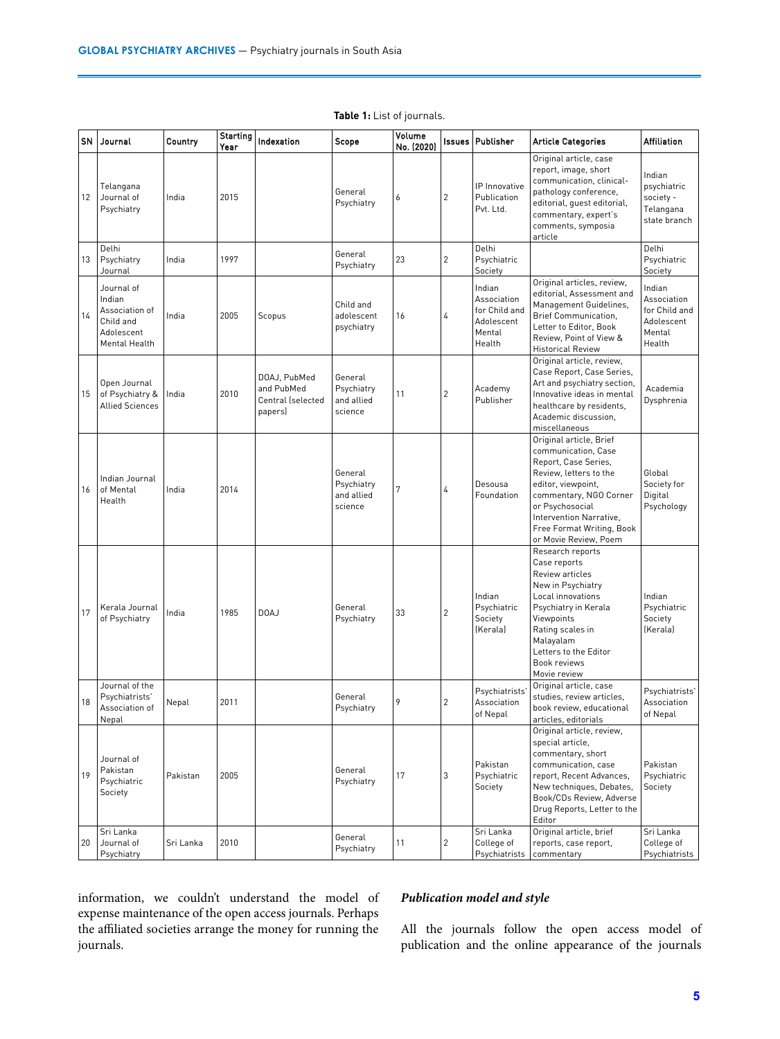**Table 1:** List of journals.

| SN | Journal | Country | Starting Year | Indexation | Scope | Volume No. (2020) | Issues | Publisher | Article Categories | Affiliation |
|---|---|---|---|---|---|---|---|---|---|---|
| 12 | Telangana Journal of Psychiatry | India | 2015 | | General Psychiatry | 6 | 2 | IP Innovative Publication Pvt. Ltd. | Original article, case report, image, short communication, clinical-pathology conference, editorial, guest editorial, commentary, expert's comments, symposia article | Indian psychiatric society - Telangana state branch |
| 13 | Delhi Psychiatry Journal | India | 1997 | | General Psychiatry | 23 | 2 | Delhi Psychiatric Society | | Delhi Psychiatric Society |
| 14 | Journal of Indian Association of Child and Adolescent Mental Health | India | 2005 | Scopus | Child and adolescent psychiatry | 16 | 4 | Indian Association for Child and Adolescent Mental Health | Original articles, review, editorial, Assessment and Management Guidelines, Brief Communication, Letter to Editor, Book Review, Point of View & Historical Review | Indian Association for Child and Adolescent Mental Health |
| 15 | Open Journal of Psychiatry & Allied Sciences | India | 2010 | DOAJ, PubMed and PubMed Central (selected papers) | General Psychiatry and allied science | 11 | 2 | Academy Publisher | Original article, review, Case Report, Case Series, Art and psychiatry section, Innovative ideas in mental healthcare by residents, Academic discussion, miscellaneous | Academia Dysphrenia |
| 16 | Indian Journal of Mental Health | India | 2014 | | General Psychiatry and allied science | 7 | 4 | Desousa Foundation | Original article, Brief communication, Case Report, Case Series, Review, letters to the editor, viewpoint, commentary, NGO Corner or Psychosocial Intervention Narrative, Free Format Writing, Book or Movie Review, Poem | Global Society for Digital Psychology |
| 17 | Kerala Journal of Psychiatry | India | 1985 | DOAJ | General Psychiatry | 33 | 2 | Indian Psychiatric Society (Kerala) | Research reports<br>Case reports<br>Review articles<br>New in Psychiatry<br>Local innovations<br>Psychiatry in Kerala<br>Viewpoints<br>Rating scales in Malayalam<br>Letters to the Editor<br>Book reviews<br>Movie review | Indian Psychiatric Society (Kerala) |
| 18 | Journal of the Psychiatrists' Association of Nepal | Nepal | 2011 | | General Psychiatry | 9 | 2 | Psychiatrists' Association of Nepal | Original article, case studies, review articles, book review, educational articles, editorials | Psychiatrists' Association of Nepal |
| 19 | Journal of Pakistan Psychiatric Society | Pakistan | 2005 | | General Psychiatry | 17 | 3 | Pakistan Psychiatric Society | Original article, review, special article, commentary, short communication, case report, Recent Advances, New techniques, Debates, Book/CDs Review, Adverse Drug Reports, Letter to the Editor | Pakistan Psychiatric Society |
| 20 | Sri Lanka Journal of Psychiatry | Sri Lanka | 2010 | | General Psychiatry | 11 | 2 | Sri Lanka College of Psychiatrists | Original article, brief reports, case report, commentary | Sri Lanka College of Psychiatrists |

information, we couldn't understand the model of expense maintenance of the open access journals. Perhaps the affiliated societies arrange the money for running the journals.

### *Publication model and style*

All the journals follow the open access model of publication and the online appearance of the journals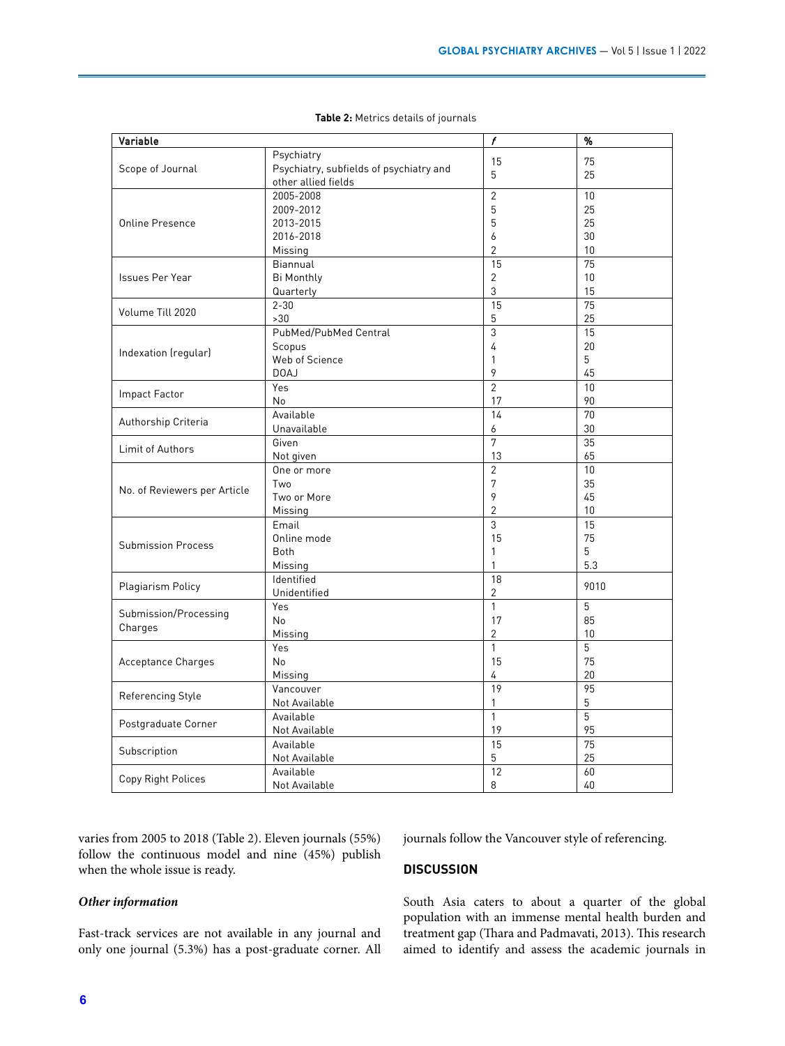**Table 2:** Metrics details of journals

| Variable | | *f* | % |
|---|---|---|---|
| Scope of Journal | Psychiatry | 15 | 75 |
| | Psychiatry, subfields of psychiatry and other allied fields | 5 | 25 |
| Online Presence | 2005-2008 | 2 | 10 |
| | 2009-2012 | 5 | 25 |
| | 2013-2015 | 5 | 25 |
| | 2016-2018 | 6 | 30 |
| | Missing | 2 | 10 |
| Issues Per Year | Biannual | 15 | 75 |
| | Bi Monthly | 2 | 10 |
| | Quarterly | 3 | 15 |
| Volume Till 2020 | 2-30 | 15 | 75 |
| | >30 | 5 | 25 |
| Indexation (regular) | PubMed/PubMed Central | 3 | 15 |
| | Scopus | 4 | 20 |
| | Web of Science | 1 | 5 |
| | DOAJ | 9 | 45 |
| Impact Factor | Yes | 2 | 10 |
| | No | 17 | 90 |
| Authorship Criteria | Available | 14 | 70 |
| | Unavailable | 6 | 30 |
| Limit of Authors | Given | 7 | 35 |
| | Not given | 13 | 65 |
| No. of Reviewers per Article | One or more | 2 | 10 |
| | Two | 7 | 35 |
| | Two or More | 9 | 45 |
| | Missing | 2 | 10 |
| Submission Process | Email | 3 | 15 |
| | Online mode | 15 | 75 |
| | Both | 1 | 5 |
| | Missing | 1 | 5.3 |
| Plagiarism Policy | Identified | 18 | 9010 |
| | Unidentified | 2 | |
| Submission/Processing Charges | Yes | 1 | 5 |
| | No | 17 | 85 |
| | Missing | 2 | 10 |
| Acceptance Charges | Yes | 1 | 5 |
| | No | 15 | 75 |
| | Missing | 4 | 20 |
| Referencing Style | Vancouver | 19 | 95 |
| | Not Available | 1 | 5 |
| Postgraduate Corner | Available | 1 | 5 |
| | Not Available | 19 | 95 |
| Subscription | Available | 15 | 75 |
| | Not Available | 5 | 25 |
| Copy Right Polices | Available | 12 | 60 |
| | Not Available | 8 | 40 |

varies from 2005 to 2018 (Table 2). Eleven journals (55%) follow the continuous model and nine (45%) publish when the whole issue is ready.

### *Other information*

Fast-track services are not available in any journal and only one journal (5.3%) has a post-graduate corner. All journals follow the Vancouver style of referencing.

## DISCUSSION

South Asia caters to about a quarter of the global population with an immense mental health burden and treatment gap (Thara and Padmavati, 2013). This research aimed to identify and assess the academic journals in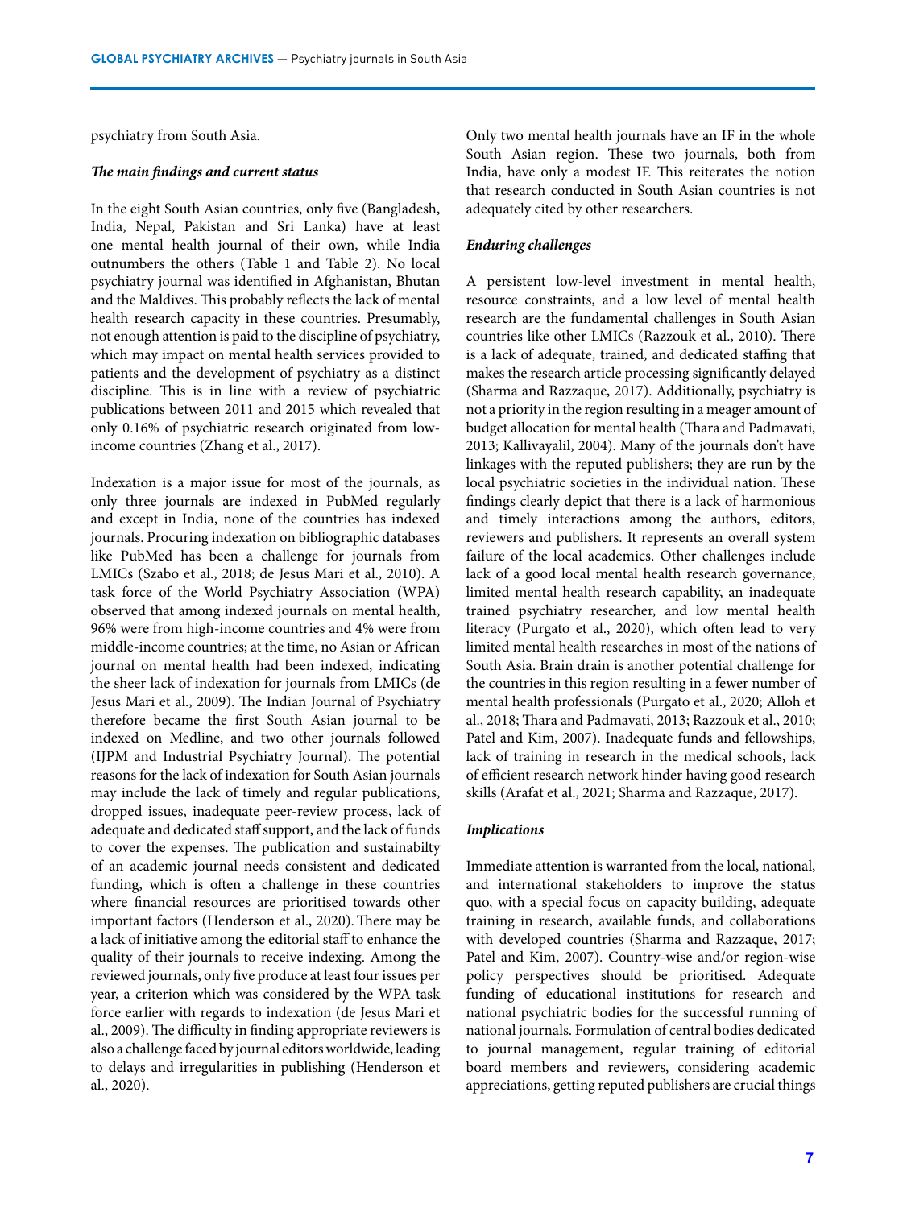psychiatry from South Asia.

***The main findings and current status***

In the eight South Asian countries, only five (Bangladesh, India, Nepal, Pakistan and Sri Lanka) have at least one mental health journal of their own, while India outnumbers the others (Table 1 and Table 2). No local psychiatry journal was identified in Afghanistan, Bhutan and the Maldives. This probably reflects the lack of mental health research capacity in these countries. Presumably, not enough attention is paid to the discipline of psychiatry, which may impact on mental health services provided to patients and the development of psychiatry as a distinct discipline. This is in line with a review of psychiatric publications between 2011 and 2015 which revealed that only 0.16% of psychiatric research originated from low-income countries (Zhang et al., 2017).

Indexation is a major issue for most of the journals, as only three journals are indexed in PubMed regularly and except in India, none of the countries has indexed journals. Procuring indexation on bibliographic databases like PubMed has been a challenge for journals from LMICs (Szabo et al., 2018; de Jesus Mari et al., 2010). A task force of the World Psychiatry Association (WPA) observed that among indexed journals on mental health, 96% were from high-income countries and 4% were from middle-income countries; at the time, no Asian or African journal on mental health had been indexed, indicating the sheer lack of indexation for journals from LMICs (de Jesus Mari et al., 2009). The Indian Journal of Psychiatry therefore became the first South Asian journal to be indexed on Medline, and two other journals followed (IJPM and Industrial Psychiatry Journal). The potential reasons for the lack of indexation for South Asian journals may include the lack of timely and regular publications, dropped issues, inadequate peer-review process, lack of adequate and dedicated staff support, and the lack of funds to cover the expenses. The publication and sustainabilty of an academic journal needs consistent and dedicated funding, which is often a challenge in these countries where financial resources are prioritised towards other important factors (Henderson et al., 2020). There may be a lack of initiative among the editorial staff to enhance the quality of their journals to receive indexing. Among the reviewed journals, only five produce at least four issues per year, a criterion which was considered by the WPA task force earlier with regards to indexation (de Jesus Mari et al., 2009). The difficulty in finding appropriate reviewers is also a challenge faced by journal editors worldwide, leading to delays and irregularities in publishing (Henderson et al., 2020).

Only two mental health journals have an IF in the whole South Asian region. These two journals, both from India, have only a modest IF. This reiterates the notion that research conducted in South Asian countries is not adequately cited by other researchers.

***Enduring challenges***

A persistent low-level investment in mental health, resource constraints, and a low level of mental health research are the fundamental challenges in South Asian countries like other LMICs (Razzouk et al., 2010). There is a lack of adequate, trained, and dedicated staffing that makes the research article processing significantly delayed (Sharma and Razzaque, 2017). Additionally, psychiatry is not a priority in the region resulting in a meager amount of budget allocation for mental health (Thara and Padmavati, 2013; Kallivayalil, 2004). Many of the journals don't have linkages with the reputed publishers; they are run by the local psychiatric societies in the individual nation. These findings clearly depict that there is a lack of harmonious and timely interactions among the authors, editors, reviewers and publishers. It represents an overall system failure of the local academics. Other challenges include lack of a good local mental health research governance, limited mental health research capability, an inadequate trained psychiatry researcher, and low mental health literacy (Purgato et al., 2020), which often lead to very limited mental health researches in most of the nations of South Asia. Brain drain is another potential challenge for the countries in this region resulting in a fewer number of mental health professionals (Purgato et al., 2020; Alloh et al., 2018; Thara and Padmavati, 2013; Razzouk et al., 2010; Patel and Kim, 2007). Inadequate funds and fellowships, lack of training in research in the medical schools, lack of efficient research network hinder having good research skills (Arafat et al., 2021; Sharma and Razzaque, 2017).

***Implications***

Immediate attention is warranted from the local, national, and international stakeholders to improve the status quo, with a special focus on capacity building, adequate training in research, available funds, and collaborations with developed countries (Sharma and Razzaque, 2017; Patel and Kim, 2007). Country-wise and/or region-wise policy perspectives should be prioritised. Adequate funding of educational institutions for research and national psychiatric bodies for the successful running of national journals. Formulation of central bodies dedicated to journal management, regular training of editorial board members and reviewers, considering academic appreciations, getting reputed publishers are crucial things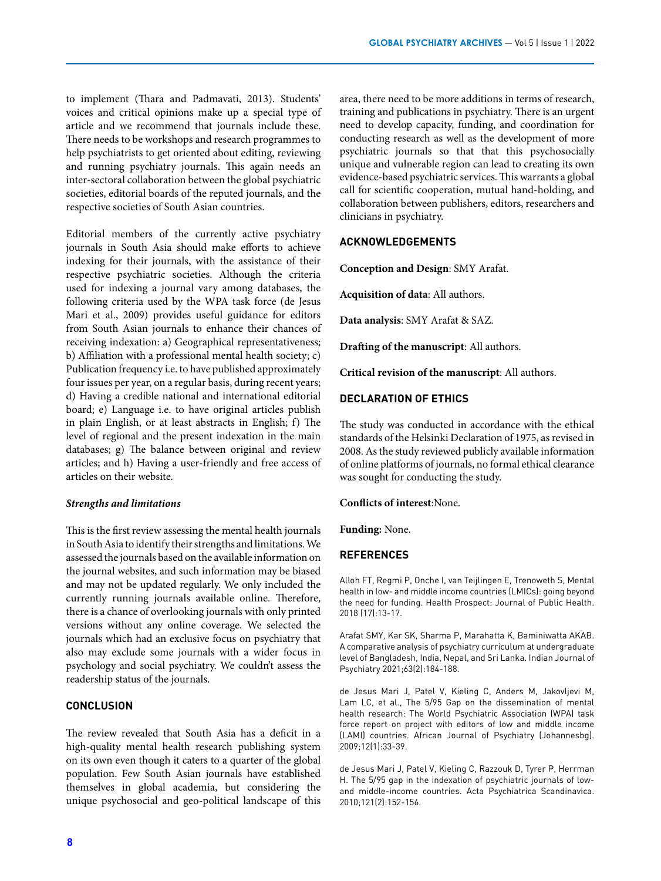to implement (Thara and Padmavati, 2013). Students' voices and critical opinions make up a special type of article and we recommend that journals include these. There needs to be workshops and research programmes to help psychiatrists to get oriented about editing, reviewing and running psychiatry journals. This again needs an inter-sectoral collaboration between the global psychiatric societies, editorial boards of the reputed journals, and the respective societies of South Asian countries.

Editorial members of the currently active psychiatry journals in South Asia should make efforts to achieve indexing for their journals, with the assistance of their respective psychiatric societies. Although the criteria used for indexing a journal vary among databases, the following criteria used by the WPA task force (de Jesus Mari et al., 2009) provides useful guidance for editors from South Asian journals to enhance their chances of receiving indexation: a) Geographical representativeness; b) Affiliation with a professional mental health society; c) Publication frequency i.e. to have published approximately four issues per year, on a regular basis, during recent years; d) Having a credible national and international editorial board; e) Language i.e. to have original articles publish in plain English, or at least abstracts in English; f) The level of regional and the present indexation in the main databases; g) The balance between original and review articles; and h) Having a user-friendly and free access of articles on their website.

***Strengths and limitations***

This is the first review assessing the mental health journals in South Asia to identify their strengths and limitations. We assessed the journals based on the available information on the journal websites, and such information may be biased and may not be updated regularly. We only included the currently running journals available online. Therefore, there is a chance of overlooking journals with only printed versions without any online coverage. We selected the journals which had an exclusive focus on psychiatry that also may exclude some journals with a wider focus in psychology and social psychiatry. We couldn't assess the readership status of the journals.

## CONCLUSION

The review revealed that South Asia has a deficit in a high-quality mental health research publishing system on its own even though it caters to a quarter of the global population. Few South Asian journals have established themselves in global academia, but considering the unique psychosocial and geo-political landscape of this area, there need to be more additions in terms of research, training and publications in psychiatry. There is an urgent need to develop capacity, funding, and coordination for conducting research as well as the development of more psychiatric journals so that that this psychosocially unique and vulnerable region can lead to creating its own evidence-based psychiatric services. This warrants a global call for scientific cooperation, mutual hand-holding, and collaboration between publishers, editors, researchers and clinicians in psychiatry.

## ACKNOWLEDGEMENTS

**Conception and Design**: SMY Arafat.

**Acquisition of data**: All authors.

**Data analysis**: SMY Arafat & SAZ.

**Drafting of the manuscript**: All authors.

**Critical revision of the manuscript**: All authors.

## DECLARATION OF ETHICS

The study was conducted in accordance with the ethical standards of the Helsinki Declaration of 1975, as revised in 2008. As the study reviewed publicly available information of online platforms of journals, no formal ethical clearance was sought for conducting the study.

**Conflicts of interest**:None.

**Funding:** None.

## REFERENCES

Alloh FT, Regmi P, Onche I, van Teijlingen E, Trenoweth S, Mental health in low- and middle income countries (LMICs): going beyond the need for funding. Health Prospect: Journal of Public Health. 2018 (17):13-17.

Arafat SMY, Kar SK, Sharma P, Marahatta K, Baminiwatta AKAB. A comparative analysis of psychiatry curriculum at undergraduate level of Bangladesh, India, Nepal, and Sri Lanka. Indian Journal of Psychiatry 2021;63(2):184-188.

de Jesus Mari J, Patel V, Kieling C, Anders M, Jakovljevi M, Lam LC, et al., The 5/95 Gap on the dissemination of mental health research: The World Psychiatric Association (WPA) task force report on project with editors of low and middle income (LAMI) countries. African Journal of Psychiatry (Johannesbg). 2009;12(1):33-39.

de Jesus Mari J, Patel V, Kieling C, Razzouk D, Tyrer P, Herrman H. The 5/95 gap in the indexation of psychiatric journals of low- and middle-income countries. Acta Psychiatrica Scandinavica. 2010;121(2):152-156.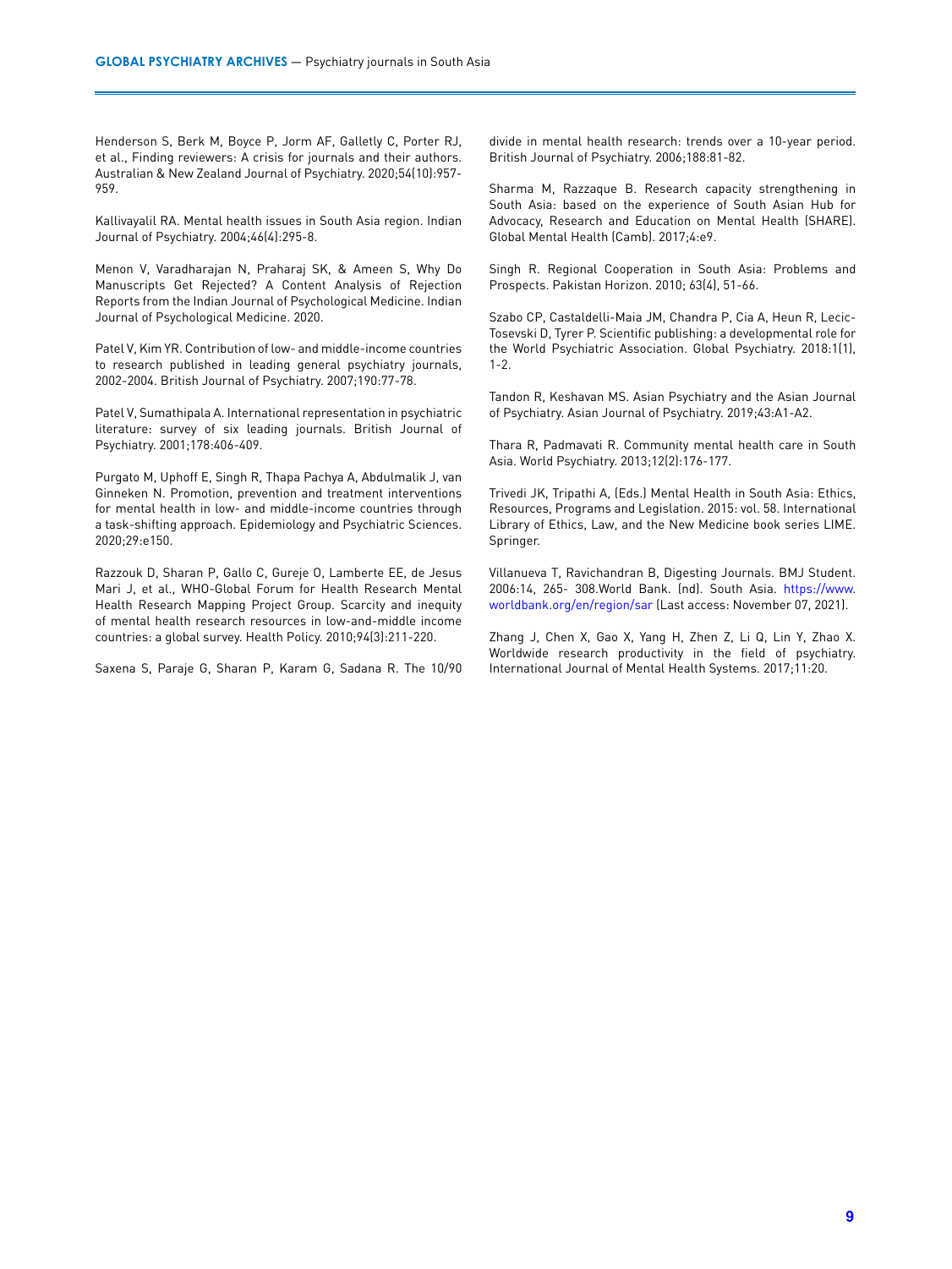Henderson S, Berk M, Boyce P, Jorm AF, Galletly C, Porter RJ, et al., Finding reviewers: A crisis for journals and their authors. Australian & New Zealand Journal of Psychiatry. 2020;54(10):957-959.

Kallivayalil RA. Mental health issues in South Asia region. Indian Journal of Psychiatry. 2004;46(4):295-8.

Menon V, Varadharajan N, Praharaj SK, & Ameen S, Why Do Manuscripts Get Rejected? A Content Analysis of Rejection Reports from the Indian Journal of Psychological Medicine. Indian Journal of Psychological Medicine. 2020.

Patel V, Kim YR. Contribution of low- and middle-income countries to research published in leading general psychiatry journals, 2002-2004. British Journal of Psychiatry. 2007;190:77-78.

Patel V, Sumathipala A. International representation in psychiatric literature: survey of six leading journals. British Journal of Psychiatry. 2001;178:406-409.

Purgato M, Uphoff E, Singh R, Thapa Pachya A, Abdulmalik J, van Ginneken N. Promotion, prevention and treatment interventions for mental health in low- and middle-income countries through a task-shifting approach. Epidemiology and Psychiatric Sciences. 2020;29:e150.

Razzouk D, Sharan P, Gallo C, Gureje O, Lamberte EE, de Jesus Mari J, et al., WHO-Global Forum for Health Research Mental Health Research Mapping Project Group. Scarcity and inequity of mental health research resources in low-and-middle income countries: a global survey. Health Policy. 2010;94(3):211-220.

Saxena S, Paraje G, Sharan P, Karam G, Sadana R. The 10/90 divide in mental health research: trends over a 10-year period. British Journal of Psychiatry. 2006;188:81-82.

Sharma M, Razzaque B. Research capacity strengthening in South Asia: based on the experience of South Asian Hub for Advocacy, Research and Education on Mental Health (SHARE). Global Mental Health (Camb). 2017;4:e9.

Singh R. Regional Cooperation in South Asia: Problems and Prospects. Pakistan Horizon. 2010; 63(4), 51-66.

Szabo CP, Castaldelli-Maia JM, Chandra P, Cia A, Heun R, Lecic-Tosevski D, Tyrer P. Scientific publishing: a developmental role for the World Psychiatric Association. Global Psychiatry. 2018:1(1), 1-2.

Tandon R, Keshavan MS. Asian Psychiatry and the Asian Journal of Psychiatry. Asian Journal of Psychiatry. 2019;43:A1-A2.

Thara R, Padmavati R. Community mental health care in South Asia. World Psychiatry. 2013;12(2):176-177.

Trivedi JK, Tripathi A, (Eds.) Mental Health in South Asia: Ethics, Resources, Programs and Legislation. 2015: vol. 58. International Library of Ethics, Law, and the New Medicine book series LIME. Springer.

Villanueva T, Ravichandran B, Digesting Journals. BMJ Student. 2006:14, 265- 308.World Bank. (nd). South Asia. https://www.worldbank.org/en/region/sar (Last access: November 07, 2021).

Zhang J, Chen X, Gao X, Yang H, Zhen Z, Li Q, Lin Y, Zhao X. Worldwide research productivity in the field of psychiatry. International Journal of Mental Health Systems. 2017;11:20.